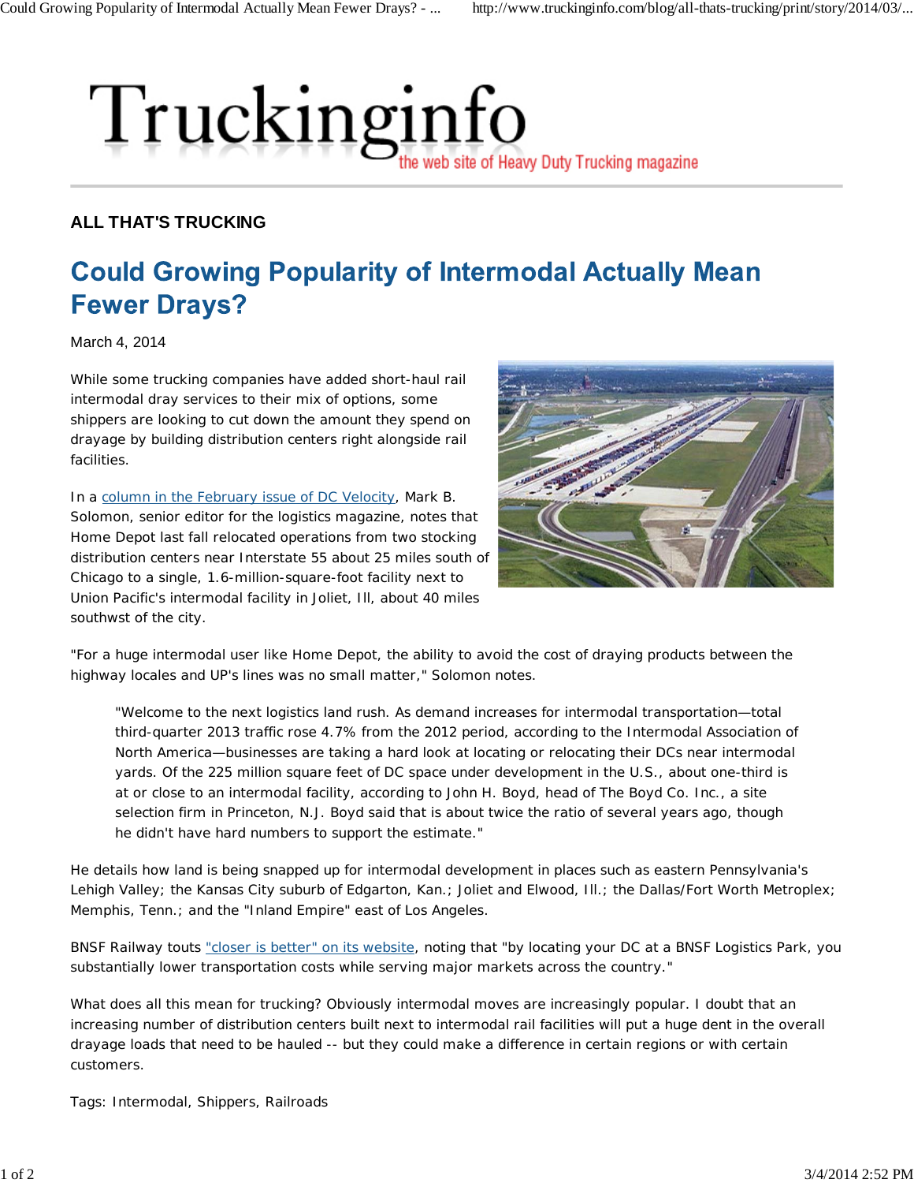# Truckinginfo

the web site of Heavy Duty Trucking magazine

**ALL THAT'S TRUCKING**

## Could Growing Popularity of Intermodal Actually Mean Fewer Drays?

March 4, 2014

While some trucking companies have added short-haul rail intermodal dray services to their mix of options, some shippers are looking to cut down the amount they spend on drayage by building distribution centers right alongside rail facilities.

In a column in the February issue of DC Velocity, Mark B. Solomon, senior editor for the logistics magazine, notes that Home Depot last fall relocated operations from two stocking distribution centers near Interstate 55 about 25 miles south of Chicago to a single, 1.6-million-square-foot facility next to Union Pacific's intermodal facility in Joliet, Ill, about 40 miles southwst of the city.

"For a huge intermodal user like Home Depot, the ability to avoid the cost of draying products between the highway locales and UP's lines was no small matter," Solomon notes.

> "Welcome to the next logistics land rush. As demand increases for intermodal transportation—total third-quarter 2013 traffic rose 4.7% from the 2012 period, according to the Intermodal Association of North America—businesses are taking a hard look at locating or relocating their DCs near intermodal yards. Of the 225 million square feet of DC space under development in the U.S., about one-third is at or close to an intermodal facility, according to John H. Boyd, head of The Boyd Co. Inc., a site selection firm in Princeton, N.J. Boyd said that is about twice the ratio of several years ago, though he didn't have hard numbers to support the estimate."

He details how land is being snapped up for intermodal development in places such as eastern Pennsylvania's Lehigh Valley; the Kansas City suburb of Edgarton, Kan.; Joliet and Elwood, Ill.; the Dallas/Fort Worth Metroplex; Memphis, Tenn.; and the "Inland Empire" east of Los Angeles.

BNSF Railway touts "closer is better" on its website, noting that "by locating your DC at a BNSF Logistics Park, you substantially lower transportation costs while serving major markets across the country."

What does all this mean for trucking? Obviously intermodal moves are increasingly popular. I doubt that an increasing number of distribution centers built next to intermodal rail facilities will put a huge dent in the overall drayage loads that need to be hauled -- but they could make a difference in certain regions or with certain customers.

Tags: Intermodal, Shippers, Railroads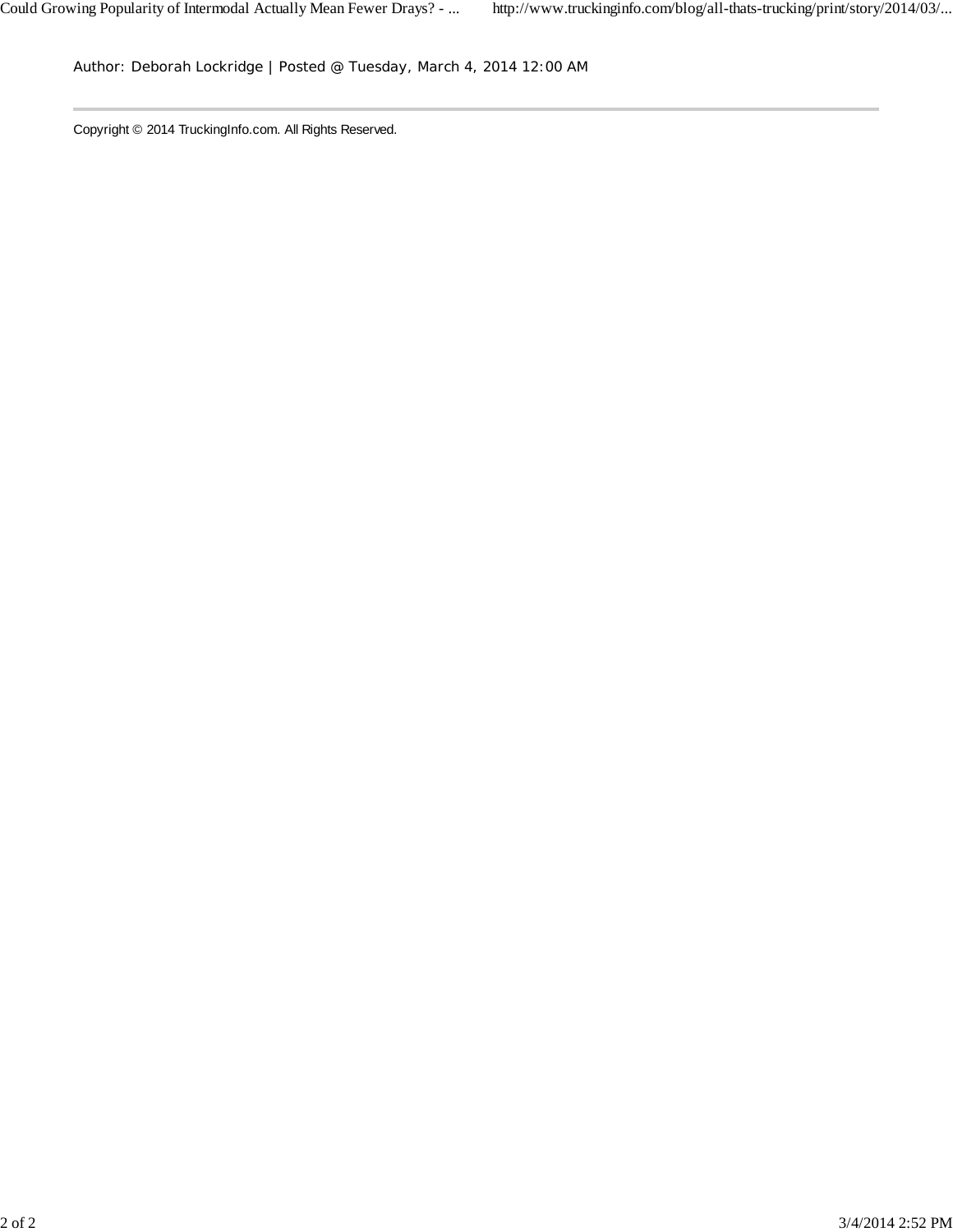Author: Deborah Lockridge | Posted @ Tuesday, March 4, 2014 12:00 AM

---

Copyright © 2014 TruckingInfo.com. All Rights Reserved.